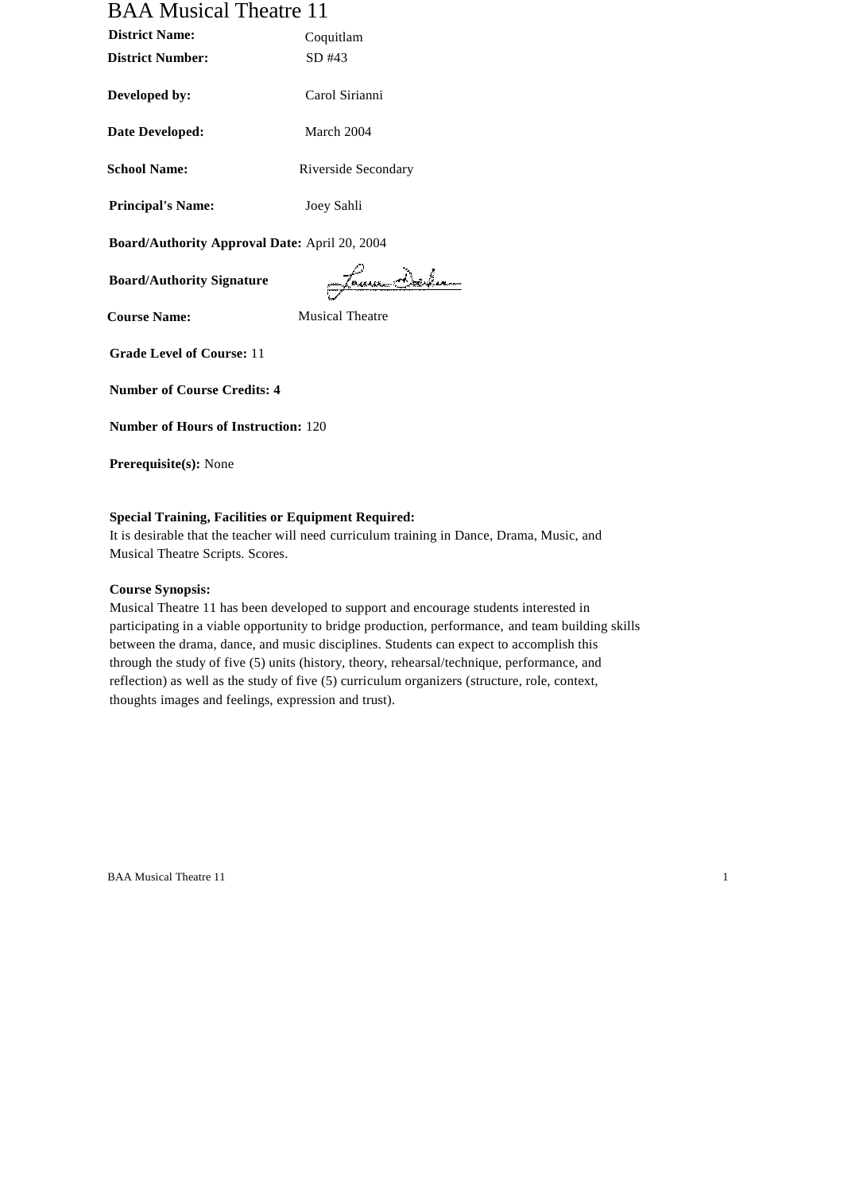# BAA Musical Theatre 11

**District Name:** Coquitlam

**District Number:** SD #43

**Developed by:** Carol Sirianni

**Date Developed:** March 2004

**School Name:** Riverside Secondary

**Principal's Name:** Joey Sahli

**Board/Authority Approval Date:** April 20, 2004

**Board/Authority Signature**

**Course Name:** Musical Theatre

**Grade Level of Course:** 11

**Number of Course Credits: 4**

**Number of Hours of Instruction:** 120

**Prerequisite(s):** None

**Special Training, Facilities or Equipment Required:**
It is desirable that the teacher will need curriculum training in Dance, Drama, Music, and Musical Theatre Scripts. Scores.

**Course Synopsis:**
Musical Theatre 11 has been developed to support and encourage students interested in participating in a viable opportunity to bridge production, performance, and team building skills between the drama, dance, and music disciplines. Students can expect to accomplish this through the study of five (5) units (history, theory, rehearsal/technique, performance, and reflection) as well as the study of five (5) curriculum organizers (structure, role, context, thoughts images and feelings, expression and trust).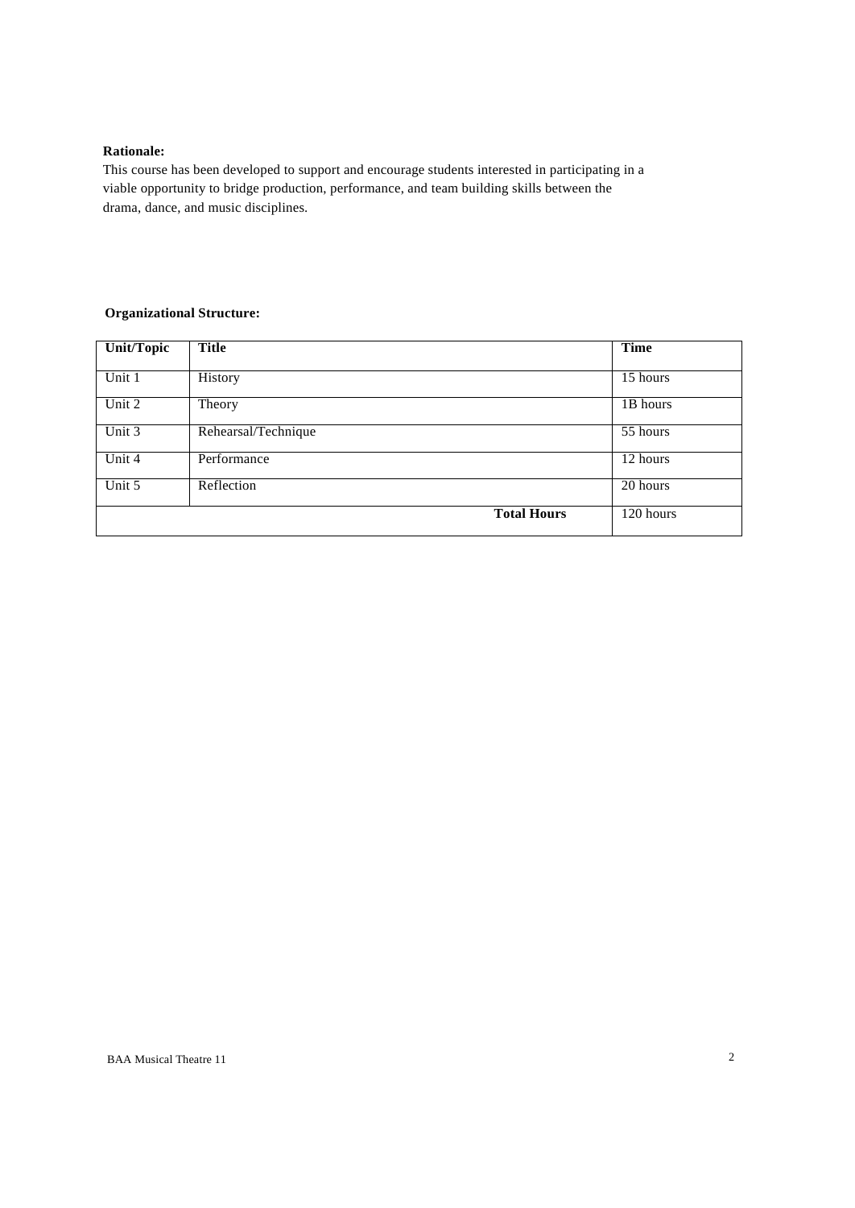**Rationale:**

This course has been developed to support and encourage students interested in participating in a viable opportunity to bridge production, performance, and team building skills between the drama, dance, and music disciplines.

**Organizational Structure:**

| Unit/Topic | Title | Time |
|---|---|---|
| Unit 1 | History | 15 hours |
| Unit 2 | Theory | 1B hours |
| Unit 3 | Rehearsal/Technique | 55 hours |
| Unit 4 | Performance | 12 hours |
| Unit 5 | Reflection | 20 hours |
| | **Total Hours** | 120 hours |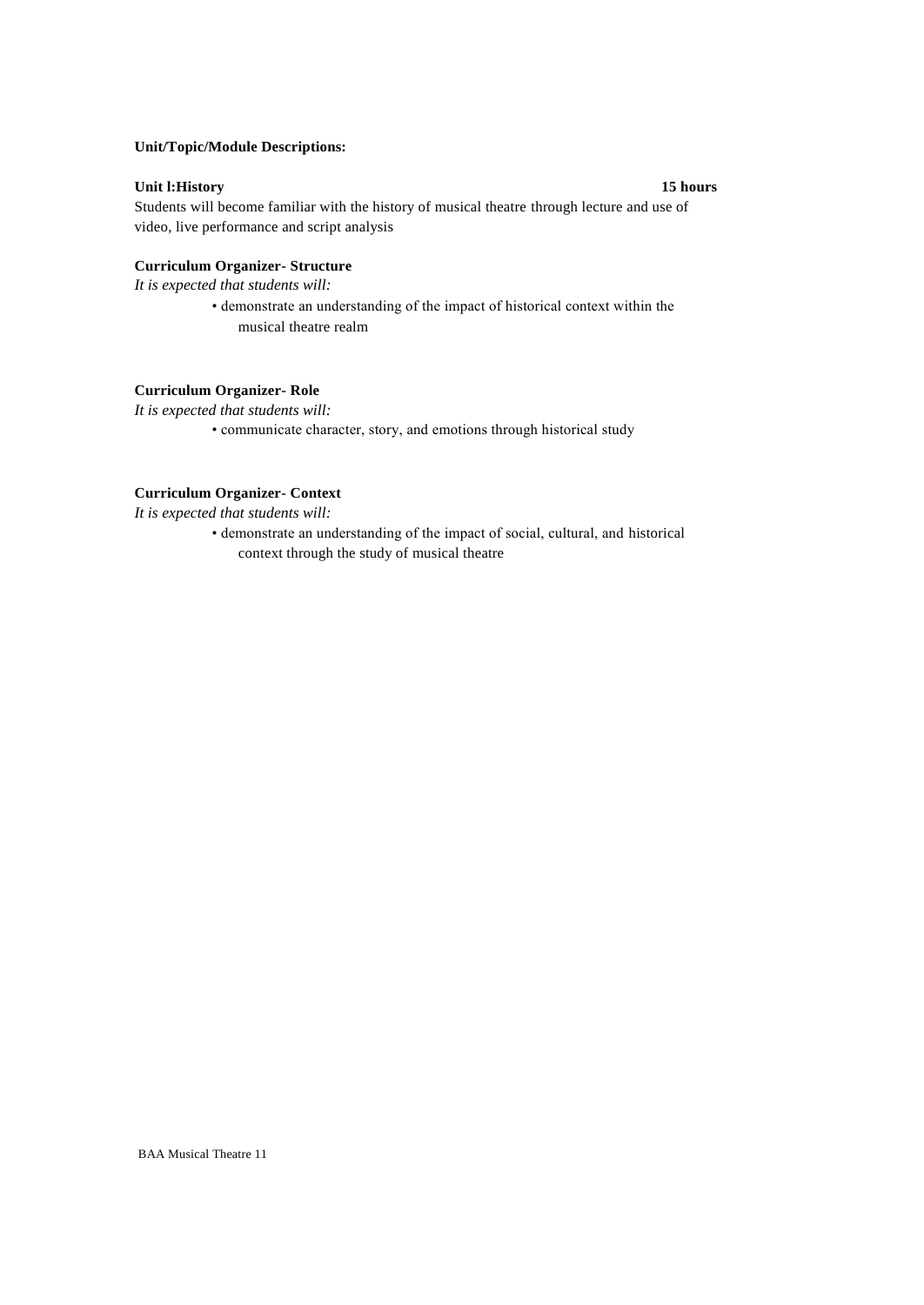**Unit/Topic/Module Descriptions:**

**Unit l:History** **15 hours**

Students will become familiar with the history of musical theatre through lecture and use of video, live performance and script analysis

**Curriculum Organizer- Structure**

*It is expected that students will:*

- demonstrate an understanding of the impact of historical context within the musical theatre realm

**Curriculum Organizer- Role**

*It is expected that students will:*

- communicate character, story, and emotions through historical study

**Curriculum Organizer- Context**

*It is expected that students will:*

- demonstrate an understanding of the impact of social, cultural, and historical context through the study of musical theatre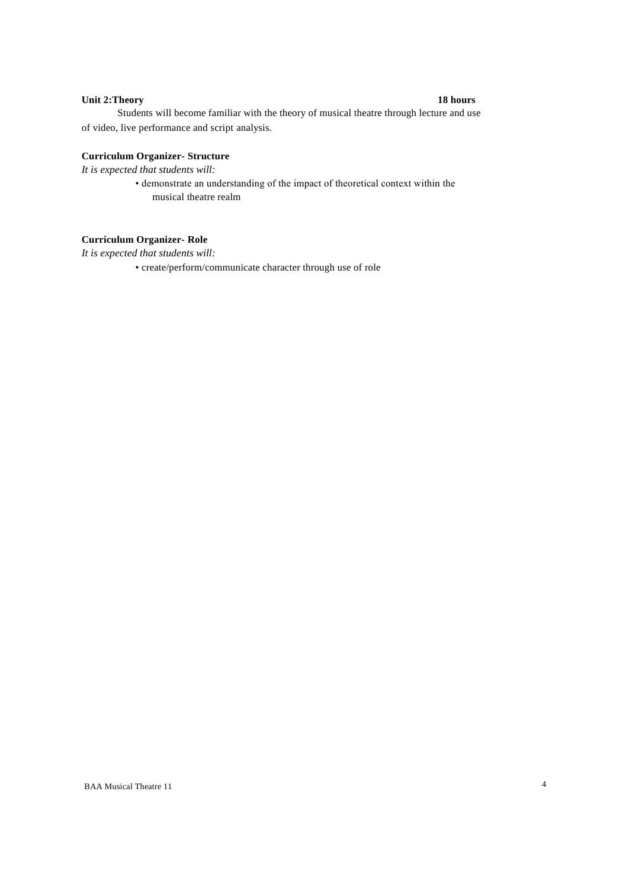**Unit 2:Theory** **18 hours**

Students will become familiar with the theory of musical theatre through lecture and use of video, live performance and script analysis.

**Curriculum Organizer- Structure**

*It is expected that students will:*

- demonstrate an understanding of the impact of theoretical context within the musical theatre realm

**Curriculum Organizer- Role**

*It is expected that students will:*

- create/perform/communicate character through use of role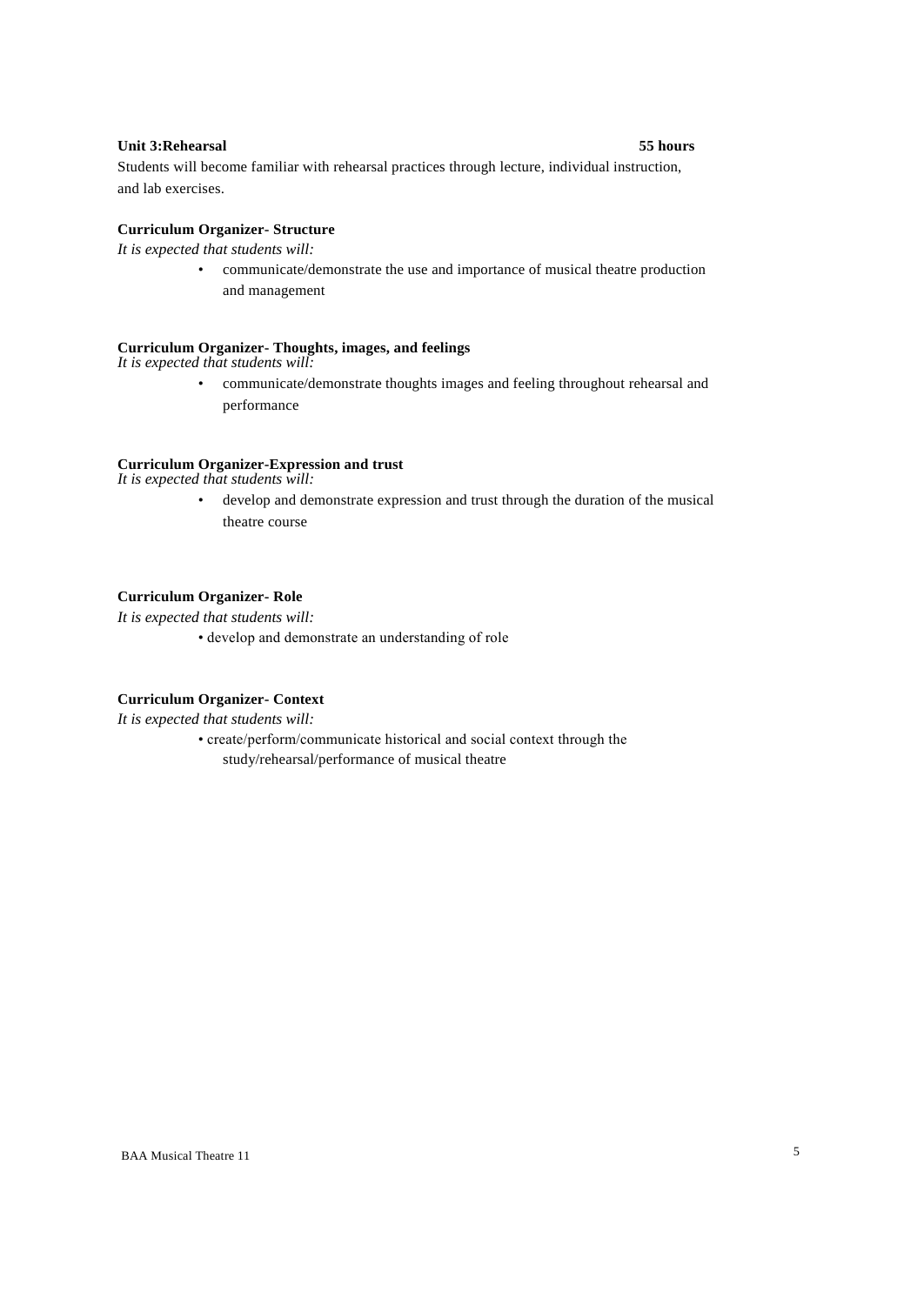**Unit 3:Rehearsal** **55 hours**

Students will become familiar with rehearsal practices through lecture, individual instruction, and lab exercises.

**Curriculum Organizer- Structure**

*It is expected that students will:*

- communicate/demonstrate the use and importance of musical theatre production and management

**Curriculum Organizer- Thoughts, images, and feelings**

*It is expected that students will:*

- communicate/demonstrate thoughts images and feeling throughout rehearsal and performance

**Curriculum Organizer-Expression and trust**

*It is expected that students will:*

- develop and demonstrate expression and trust through the duration of the musical theatre course

**Curriculum Organizer- Role**

*It is expected that students will:*

- develop and demonstrate an understanding of role

**Curriculum Organizer- Context**

*It is expected that students will:*

- create/perform/communicate historical and social context through the study/rehearsal/performance of musical theatre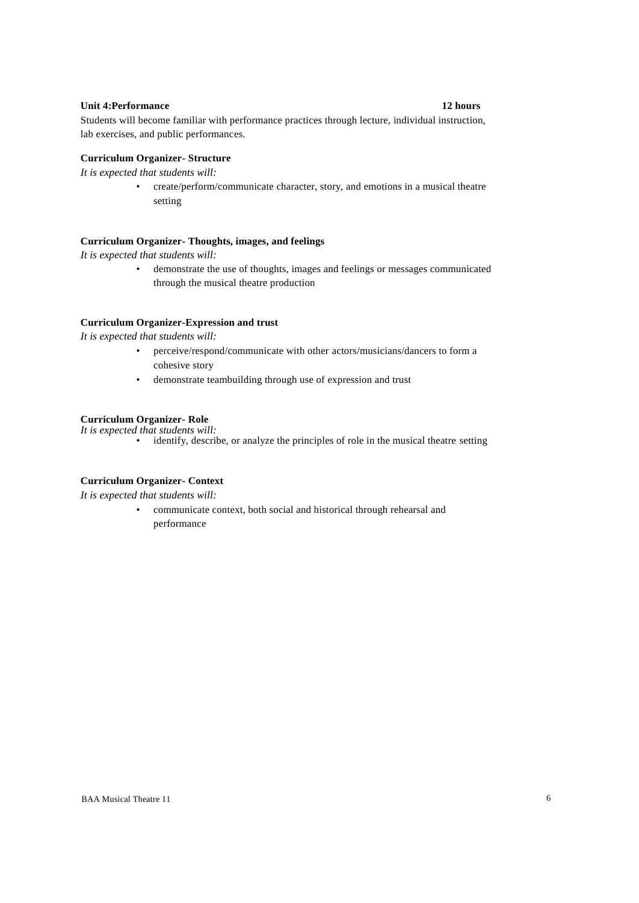**Unit 4:Performance** **12 hours**

Students will become familiar with performance practices through lecture, individual instruction, lab exercises, and public performances.

**Curriculum Organizer- Structure**

*It is expected that students will:*

- create/perform/communicate character, story, and emotions in a musical theatre setting

**Curriculum Organizer- Thoughts, images, and feelings**

*It is expected that students will:*

- demonstrate the use of thoughts, images and feelings or messages communicated through the musical theatre production

**Curriculum Organizer-Expression and trust**

*It is expected that students will:*

- perceive/respond/communicate with other actors/musicians/dancers to form a cohesive story
- demonstrate teambuilding through use of expression and trust

**Curriculum Organizer- Role**

*It is expected that students will:*

- identify, describe, or analyze the principles of role in the musical theatre setting

**Curriculum Organizer- Context**

*It is expected that students will:*

- communicate context, both social and historical through rehearsal and performance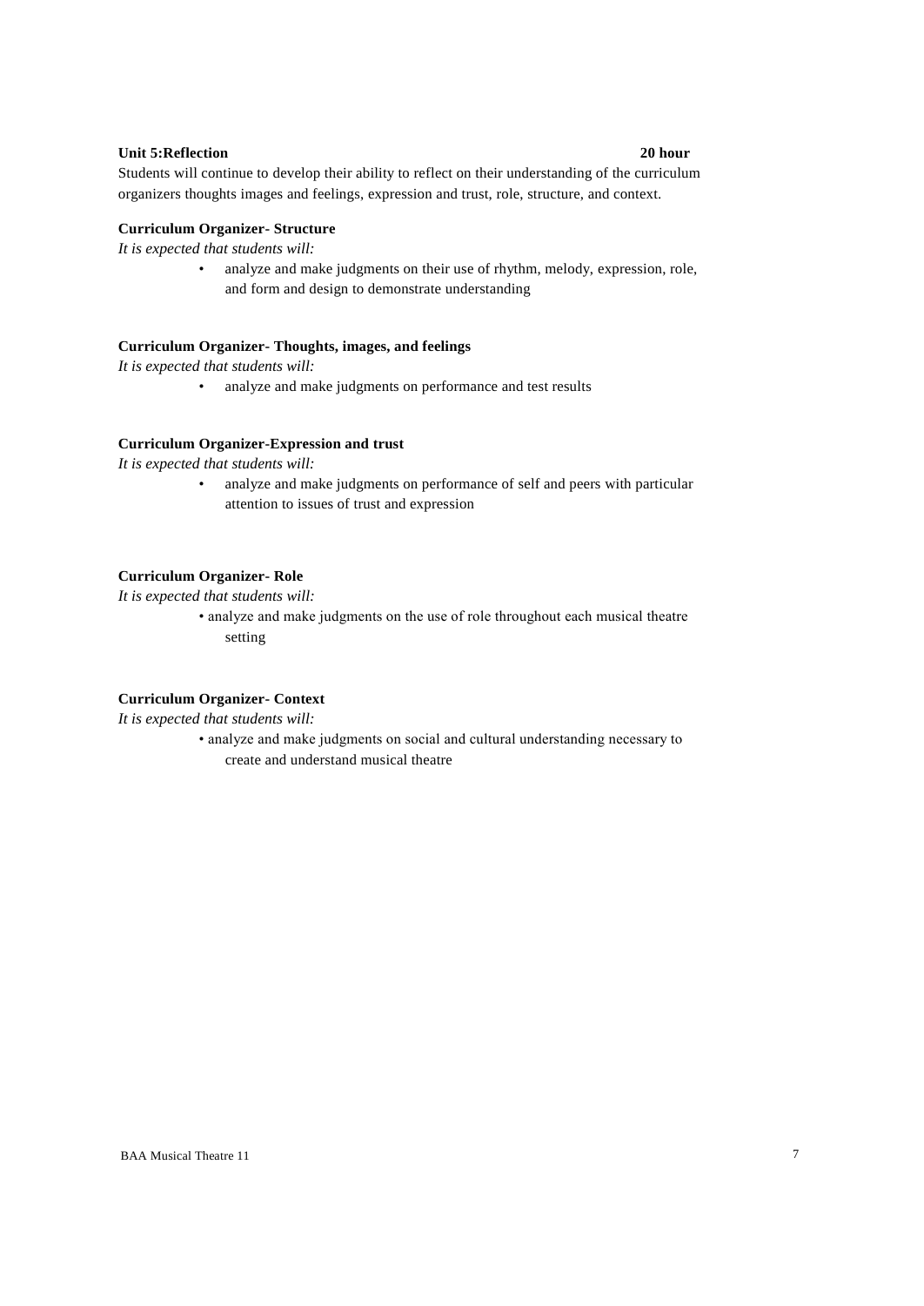**Unit 5:Reflection 20 hour**

Students will continue to develop their ability to reflect on their understanding of the curriculum organizers thoughts images and feelings, expression and trust, role, structure, and context.

**Curriculum Organizer- Structure**

*It is expected that students will:*

- analyze and make judgments on their use of rhythm, melody, expression, role, and form and design to demonstrate understanding

**Curriculum Organizer- Thoughts, images, and feelings**

*It is expected that students will:*

- analyze and make judgments on performance and test results

**Curriculum Organizer-Expression and trust**

*It is expected that students will:*

- analyze and make judgments on performance of self and peers with particular attention to issues of trust and expression

**Curriculum Organizer- Role**

*It is expected that students will:*

- analyze and make judgments on the use of role throughout each musical theatre setting

**Curriculum Organizer- Context**

*It is expected that students will:*

- analyze and make judgments on social and cultural understanding necessary to create and understand musical theatre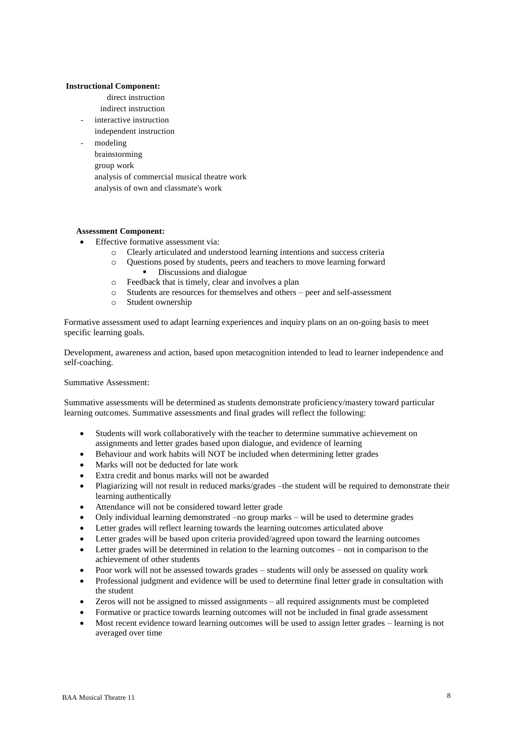**Instructional Component:**

direct instruction
indirect instruction

- interactive instruction
  independent instruction
- modeling
  brainstorming
  group work
  analysis of commercial musical theatre work
  analysis of own and classmate's work

**Assessment Component:**

- Effective formative assessment via:
  - Clearly articulated and understood learning intentions and success criteria
  - Questions posed by students, peers and teachers to move learning forward
    - Discussions and dialogue
  - Feedback that is timely, clear and involves a plan
  - Students are resources for themselves and others – peer and self-assessment
  - Student ownership

Formative assessment used to adapt learning experiences and inquiry plans on an on-going basis to meet specific learning goals.

Development, awareness and action, based upon metacognition intended to lead to learner independence and self-coaching.

Summative Assessment:

Summative assessments will be determined as students demonstrate proficiency/mastery toward particular learning outcomes. Summative assessments and final grades will reflect the following:

- Students will work collaboratively with the teacher to determine summative achievement on assignments and letter grades based upon dialogue, and evidence of learning
- Behaviour and work habits will NOT be included when determining letter grades
- Marks will not be deducted for late work
- Extra credit and bonus marks will not be awarded
- Plagiarizing will not result in reduced marks/grades –the student will be required to demonstrate their learning authentically
- Attendance will not be considered toward letter grade
- Only individual learning demonstrated –no group marks – will be used to determine grades
- Letter grades will reflect learning towards the learning outcomes articulated above
- Letter grades will be based upon criteria provided/agreed upon toward the learning outcomes
- Letter grades will be determined in relation to the learning outcomes – not in comparison to the achievement of other students
- Poor work will not be assessed towards grades – students will only be assessed on quality work
- Professional judgment and evidence will be used to determine final letter grade in consultation with the student
- Zeros will not be assigned to missed assignments – all required assignments must be completed
- Formative or practice towards learning outcomes will not be included in final grade assessment
- Most recent evidence toward learning outcomes will be used to assign letter grades – learning is not averaged over time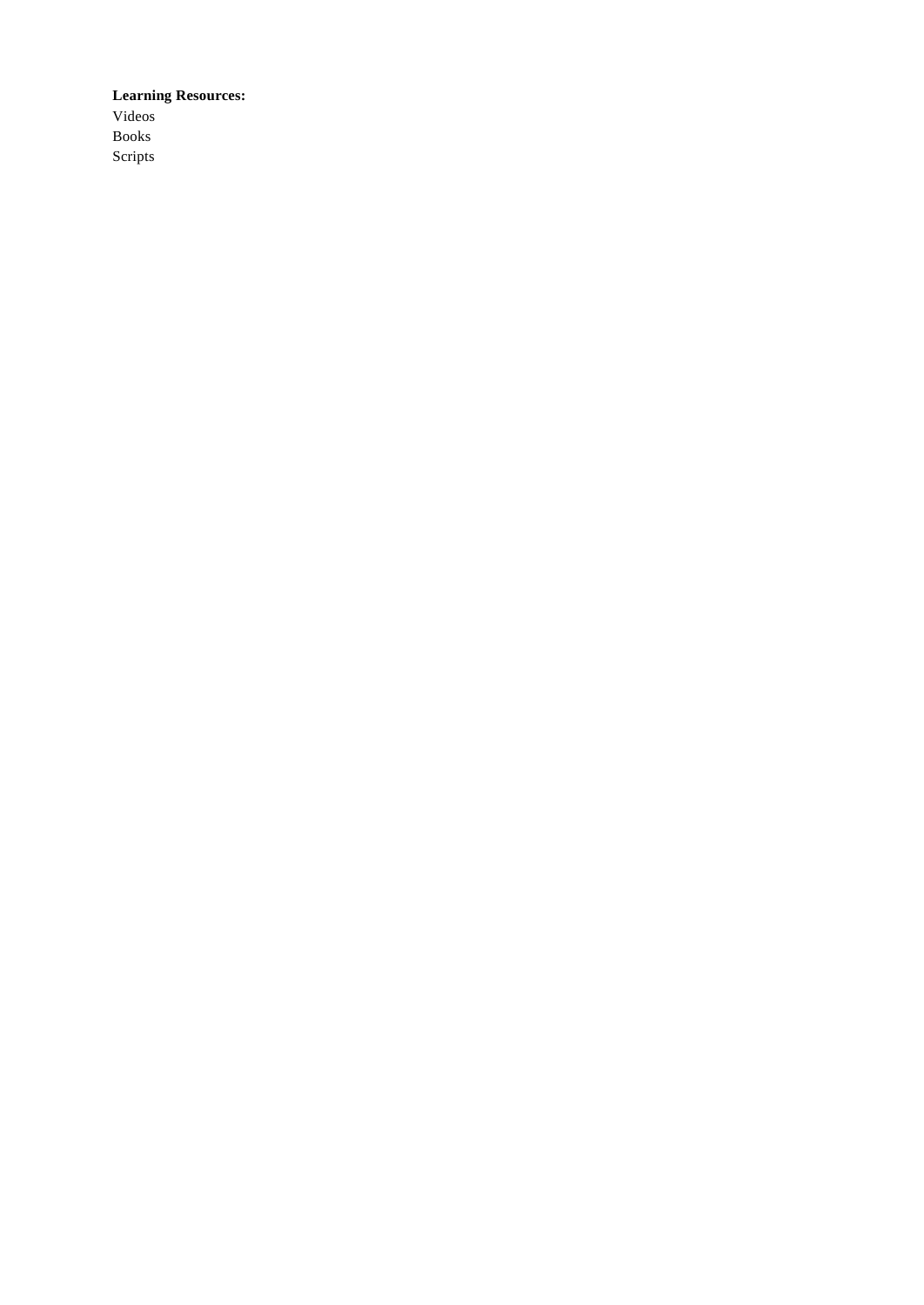**Learning Resources:**

Videos

Books

Scripts